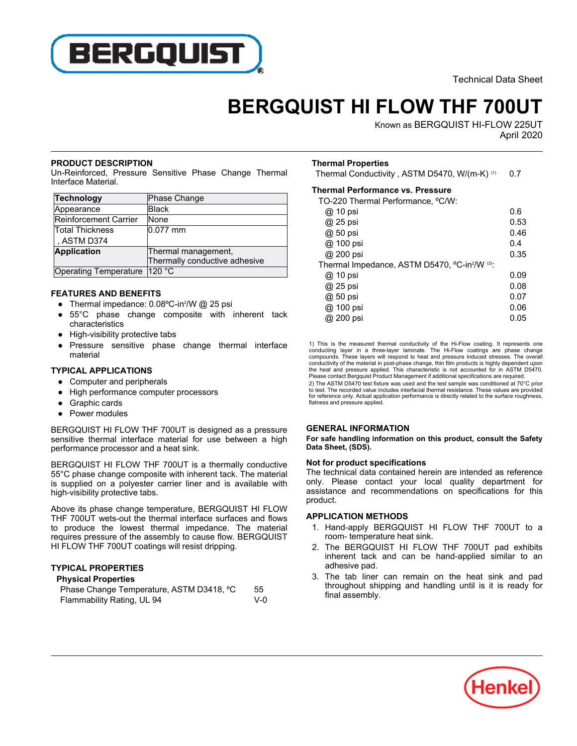Technical Data Sheet

# BERGQUIST HI FLOW THF 700UT

Known as BERGQUIST HI-FLOW 225UT
April 2020

## PRODUCT DESCRIPTION

Un-Reinforced, Pressure Sensitive Phase Change Thermal Interface Material.

| **Technology** | Phase Change |
|---|---|
| Appearance | Black |
| Reinforcement Carrier | None |
| Total Thickness , ASTM D374 | 0.077 mm |
| **Application** | Thermal management, Thermally conductive adhesive |
| Operating Temperature | 120 °C |

## FEATURES AND BENEFITS

- Thermal impedance: 0.08ºC-in²/W @ 25 psi
- 55°C phase change composite with inherent tack characteristics
- High-visibility protective tabs
- Pressure sensitive phase change thermal interface material

## TYPICAL APPLICATIONS

- Computer and peripherals
- High performance computer processors
- Graphic cards
- Power modules

BERGQUIST HI FLOW THF 700UT is designed as a pressure sensitive thermal interface material for use between a high performance processor and a heat sink.

BERGQUIST HI FLOW THF 700UT is a thermally conductive 55°C phase change composite with inherent tack. The material is supplied on a polyester carrier liner and is available with high-visibility protective tabs.

Above its phase change temperature, BERGQUIST HI FLOW THF 700UT wets-out the thermal interface surfaces and flows to produce the lowest thermal impedance. The material requires pressure of the assembly to cause flow. BERGQUIST HI FLOW THF 700UT coatings will resist dripping.

## TYPICAL PROPERTIES

### Physical Properties

| | |
|---|---|
| Phase Change Temperature, ASTM D3418, ºC | 55 |
| Flammability Rating, UL 94 | V-0 |

### Thermal Properties

| | |
|---|---|
| Thermal Conductivity , ASTM D5470, W/(m-K) [1] | 0.7 |

### Thermal Performance vs. Pressure

| | |
|---|---|
| TO-220 Thermal Performance, ºC/W: | |
| @ 10 psi | 0.6 |
| @ 25 psi | 0.53 |
| @ 50 psi | 0.46 |
| @ 100 psi | 0.4 |
| @ 200 psi | 0.35 |
| Thermal Impedance, ASTM D5470, ºC-in²/W [2]: | |
| @ 10 psi | 0.09 |
| @ 25 psi | 0.08 |
| @ 50 psi | 0.07 |
| @ 100 psi | 0.06 |
| @ 200 psi | 0.05 |

1) This is the measured thermal conductivity of the Hi-Flow coating. It represents one conducting layer in a three-layer laminate. The Hi-Flow coatings are phase change compounds. These layers will respond to heat and pressure induced stresses. The overall conductivity of the material in post-phase change, thin film products is highly dependent upon the heat and pressure applied. This characteristic is not accounted for in ASTM D5470. Please contact Bergquist Product Management if additional specifications are required.

2) The ASTM D5470 test fixture was used and the test sample was conditioned at 70°C prior to test. The recorded value includes interfacial thermal resistance. These values are provided for reference only. Actual application performance is directly related to the surface roughness, flatness and pressure applied.

## GENERAL INFORMATION

**For safe handling information on this product, consult the Safety Data Sheet, (SDS).**

### Not for product specifications

The technical data contained herein are intended as reference only. Please contact your local quality department for assistance and recommendations on specifications for this product.

## APPLICATION METHODS

1. Hand-apply BERGQUIST HI FLOW THF 700UT to a room- temperature heat sink.
2. The BERGQUIST HI FLOW THF 700UT pad exhibits inherent tack and can be hand-applied similar to an adhesive pad.
3. The tab liner can remain on the heat sink and pad throughout shipping and handling until is it is ready for final assembly.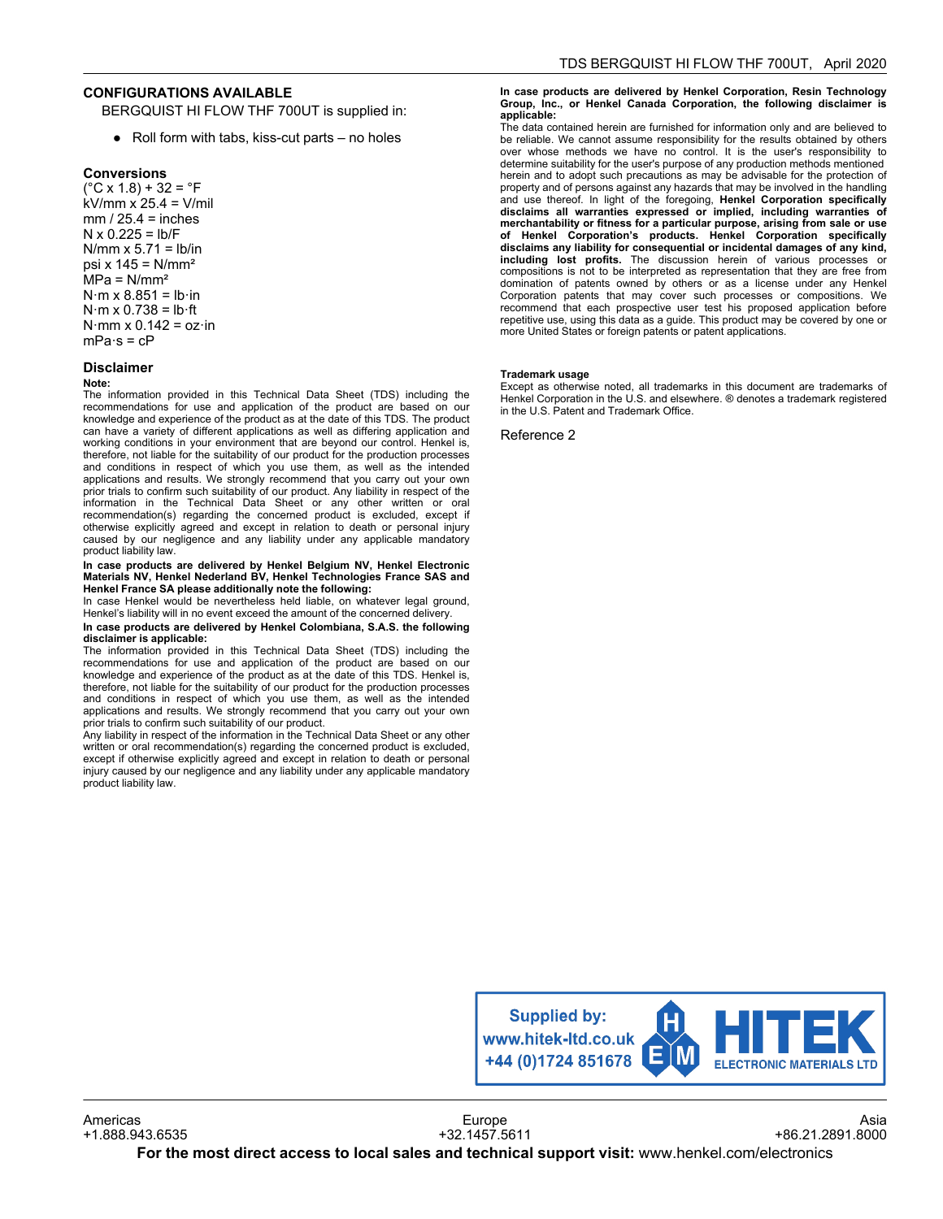## CONFIGURATIONS AVAILABLE

BERGQUIST HI FLOW THF 700UT is supplied in:

- Roll form with tabs, kiss-cut parts – no holes

### Conversions

(°C x 1.8) + 32 = °F
kV/mm x 25.4 = V/mil
mm / 25.4 = inches
N x 0.225 = lb/F
N/mm x 5.71 = lb/in
psi x 145 = N/mm²
MPa = N/mm²
N·m x 8.851 = lb·in
N·m x 0.738 = lb·ft
N·mm x 0.142 = oz·in
mPa·s = cP

### Disclaimer

**Note:**
The information provided in this Technical Data Sheet (TDS) including the recommendations for use and application of the product are based on our knowledge and experience of the product as at the date of this TDS. The product can have a variety of different applications as well as differing application and working conditions in your environment that are beyond our control. Henkel is, therefore, not liable for the suitability of our product for the production processes and conditions in respect of which you use them, as well as the intended applications and results. We strongly recommend that you carry out your own prior trials to confirm such suitability of our product. Any liability in respect of the information in the Technical Data Sheet or any other written or oral recommendation(s) regarding the concerned product is excluded, except if otherwise explicitly agreed and except in relation to death or personal injury caused by our negligence and any liability under any applicable mandatory product liability law.

**In case products are delivered by Henkel Belgium NV, Henkel Electronic Materials NV, Henkel Nederland BV, Henkel Technologies France SAS and Henkel France SA please additionally note the following:**
In case Henkel would be nevertheless held liable, on whatever legal ground, Henkel's liability will in no event exceed the amount of the concerned delivery.

**In case products are delivered by Henkel Colombiana, S.A.S. the following disclaimer is applicable:**
The information provided in this Technical Data Sheet (TDS) including the recommendations for use and application of the product are based on our knowledge and experience of the product as at the date of this TDS. Henkel is, therefore, not liable for the suitability of our product for the production processes and conditions in respect of which you use them, as well as the intended applications and results. We strongly recommend that you carry out your own prior trials to confirm such suitability of our product.
Any liability in respect of the information in the Technical Data Sheet or any other written or oral recommendation(s) regarding the concerned product is excluded, except if otherwise explicitly agreed and except in relation to death or personal injury caused by our negligence and any liability under any applicable mandatory product liability law.

**In case products are delivered by Henkel Corporation, Resin Technology Group, Inc., or Henkel Canada Corporation, the following disclaimer is applicable:**
The data contained herein are furnished for information only and are believed to be reliable. We cannot assume responsibility for the results obtained by others over whose methods we have no control. It is the user's responsibility to determine suitability for the user's purpose of any production methods mentioned herein and to adopt such precautions as may be advisable for the protection of property and of persons against any hazards that may be involved in the handling and use thereof. In light of the foregoing, **Henkel Corporation specifically disclaims all warranties expressed or implied, including warranties of merchantability or fitness for a particular purpose, arising from sale or use of Henkel Corporation's products. Henkel Corporation specifically disclaims any liability for consequential or incidental damages of any kind, including lost profits.** The discussion herein of various processes or compositions is not to be interpreted as representation that they are free from domination of patents owned by others or as a license under any Henkel Corporation patents that may cover such processes or compositions. We recommend that each prospective user test his proposed application before repetitive use, using this data as a guide. This product may be covered by one or more United States or foreign patents or patent applications.

**Trademark usage**
Except as otherwise noted, all trademarks in this document are trademarks of Henkel Corporation in the U.S. and elsewhere. ® denotes a trademark registered in the U.S. Patent and Trademark Office.

Reference 2

Supplied by:
www.hitek-ltd.co.uk
+44 (0)1724 851678
HITEK ELECTRONIC MATERIALS LTD

Americas
+1.888.943.6535

Europe
+32.1457.5611

Asia
+86.21.2891.8000

**For the most direct access to local sales and technical support visit:** www.henkel.com/electronics